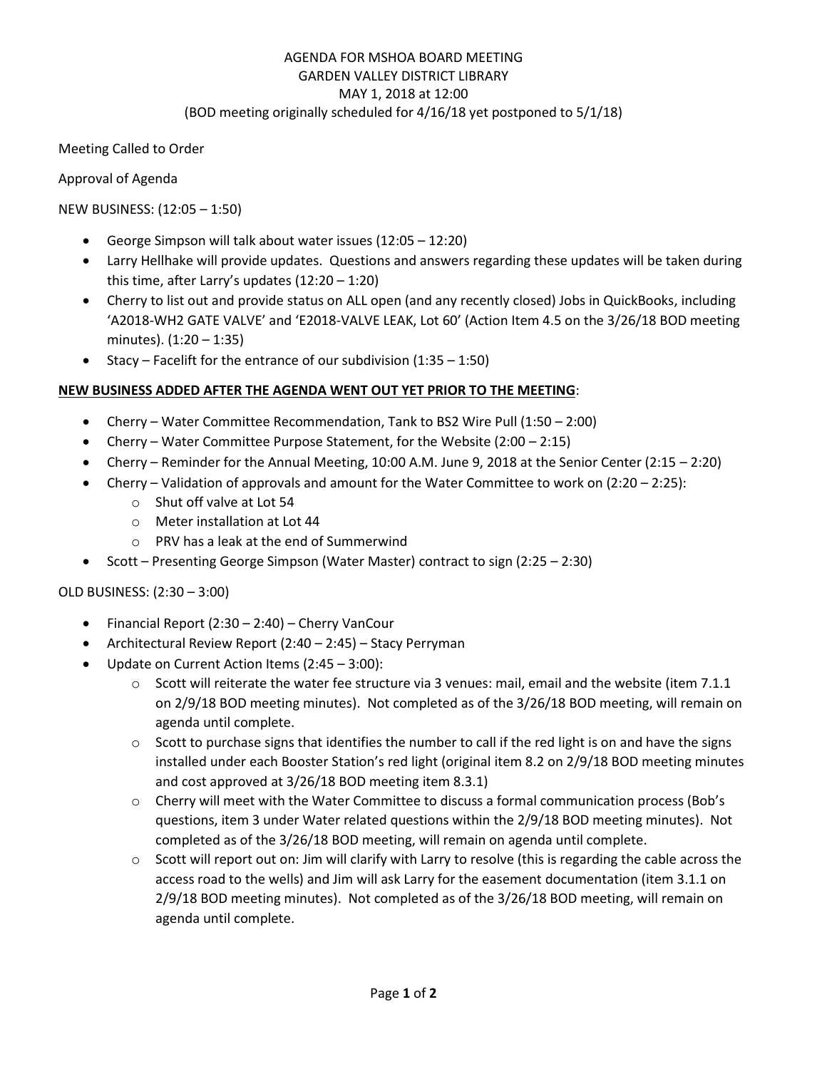AGENDA FOR MSHOA BOARD MEETING
GARDEN VALLEY DISTRICT LIBRARY
MAY 1, 2018 at 12:00
(BOD meeting originally scheduled for 4/16/18 yet postponed to 5/1/18)

Meeting Called to Order

Approval of Agenda

NEW BUSINESS: (12:05 – 1:50)

- George Simpson will talk about water issues (12:05 – 12:20)
- Larry Hellhake will provide updates. Questions and answers regarding these updates will be taken during this time, after Larry's updates (12:20 – 1:20)
- Cherry to list out and provide status on ALL open (and any recently closed) Jobs in QuickBooks, including 'A2018-WH2 GATE VALVE' and 'E2018-VALVE LEAK, Lot 60' (Action Item 4.5 on the 3/26/18 BOD meeting minutes). (1:20 – 1:35)
- Stacy – Facelift for the entrance of our subdivision (1:35 – 1:50)

**<u>NEW BUSINESS ADDED AFTER THE AGENDA WENT OUT YET PRIOR TO THE MEETING</u>**:

- Cherry – Water Committee Recommendation, Tank to BS2 Wire Pull (1:50 – 2:00)
- Cherry – Water Committee Purpose Statement, for the Website (2:00 – 2:15)
- Cherry – Reminder for the Annual Meeting, 10:00 A.M. June 9, 2018 at the Senior Center (2:15 – 2:20)
- Cherry – Validation of approvals and amount for the Water Committee to work on (2:20 – 2:25):
  - Shut off valve at Lot 54
  - Meter installation at Lot 44
  - PRV has a leak at the end of Summerwind
- Scott – Presenting George Simpson (Water Master) contract to sign (2:25 – 2:30)

OLD BUSINESS: (2:30 – 3:00)

- Financial Report (2:30 – 2:40) – Cherry VanCour
- Architectural Review Report (2:40 – 2:45) – Stacy Perryman
- Update on Current Action Items (2:45 – 3:00):
  - Scott will reiterate the water fee structure via 3 venues: mail, email and the website (item 7.1.1 on 2/9/18 BOD meeting minutes). Not completed as of the 3/26/18 BOD meeting, will remain on agenda until complete.
  - Scott to purchase signs that identifies the number to call if the red light is on and have the signs installed under each Booster Station's red light (original item 8.2 on 2/9/18 BOD meeting minutes and cost approved at 3/26/18 BOD meeting item 8.3.1)
  - Cherry will meet with the Water Committee to discuss a formal communication process (Bob's questions, item 3 under Water related questions within the 2/9/18 BOD meeting minutes). Not completed as of the 3/26/18 BOD meeting, will remain on agenda until complete.
  - Scott will report out on: Jim will clarify with Larry to resolve (this is regarding the cable across the access road to the wells) and Jim will ask Larry for the easement documentation (item 3.1.1 on 2/9/18 BOD meeting minutes). Not completed as of the 3/26/18 BOD meeting, will remain on agenda until complete.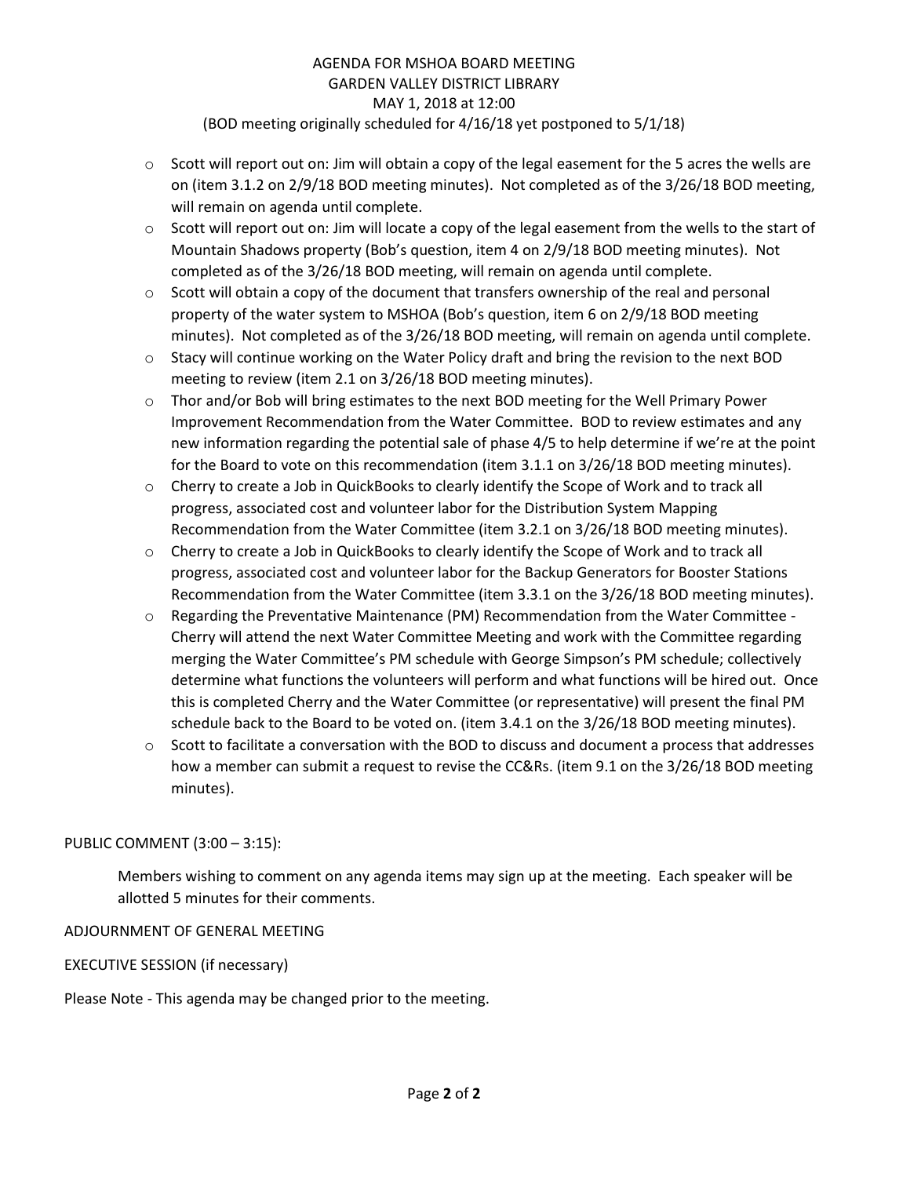AGENDA FOR MSHOA BOARD MEETING
GARDEN VALLEY DISTRICT LIBRARY
MAY 1, 2018 at 12:00
(BOD meeting originally scheduled for 4/16/18 yet postponed to 5/1/18)

- Scott will report out on: Jim will obtain a copy of the legal easement for the 5 acres the wells are on (item 3.1.2 on 2/9/18 BOD meeting minutes). Not completed as of the 3/26/18 BOD meeting, will remain on agenda until complete.
- Scott will report out on: Jim will locate a copy of the legal easement from the wells to the start of Mountain Shadows property (Bob's question, item 4 on 2/9/18 BOD meeting minutes). Not completed as of the 3/26/18 BOD meeting, will remain on agenda until complete.
- Scott will obtain a copy of the document that transfers ownership of the real and personal property of the water system to MSHOA (Bob's question, item 6 on 2/9/18 BOD meeting minutes). Not completed as of the 3/26/18 BOD meeting, will remain on agenda until complete.
- Stacy will continue working on the Water Policy draft and bring the revision to the next BOD meeting to review (item 2.1 on 3/26/18 BOD meeting minutes).
- Thor and/or Bob will bring estimates to the next BOD meeting for the Well Primary Power Improvement Recommendation from the Water Committee. BOD to review estimates and any new information regarding the potential sale of phase 4/5 to help determine if we're at the point for the Board to vote on this recommendation (item 3.1.1 on 3/26/18 BOD meeting minutes).
- Cherry to create a Job in QuickBooks to clearly identify the Scope of Work and to track all progress, associated cost and volunteer labor for the Distribution System Mapping Recommendation from the Water Committee (item 3.2.1 on 3/26/18 BOD meeting minutes).
- Cherry to create a Job in QuickBooks to clearly identify the Scope of Work and to track all progress, associated cost and volunteer labor for the Backup Generators for Booster Stations Recommendation from the Water Committee (item 3.3.1 on the 3/26/18 BOD meeting minutes).
- Regarding the Preventative Maintenance (PM) Recommendation from the Water Committee - Cherry will attend the next Water Committee Meeting and work with the Committee regarding merging the Water Committee's PM schedule with George Simpson's PM schedule; collectively determine what functions the volunteers will perform and what functions will be hired out. Once this is completed Cherry and the Water Committee (or representative) will present the final PM schedule back to the Board to be voted on. (item 3.4.1 on the 3/26/18 BOD meeting minutes).
- Scott to facilitate a conversation with the BOD to discuss and document a process that addresses how a member can submit a request to revise the CC&Rs. (item 9.1 on the 3/26/18 BOD meeting minutes).

PUBLIC COMMENT (3:00 – 3:15):

Members wishing to comment on any agenda items may sign up at the meeting. Each speaker will be allotted 5 minutes for their comments.

ADJOURNMENT OF GENERAL MEETING

EXECUTIVE SESSION (if necessary)

Please Note - This agenda may be changed prior to the meeting.